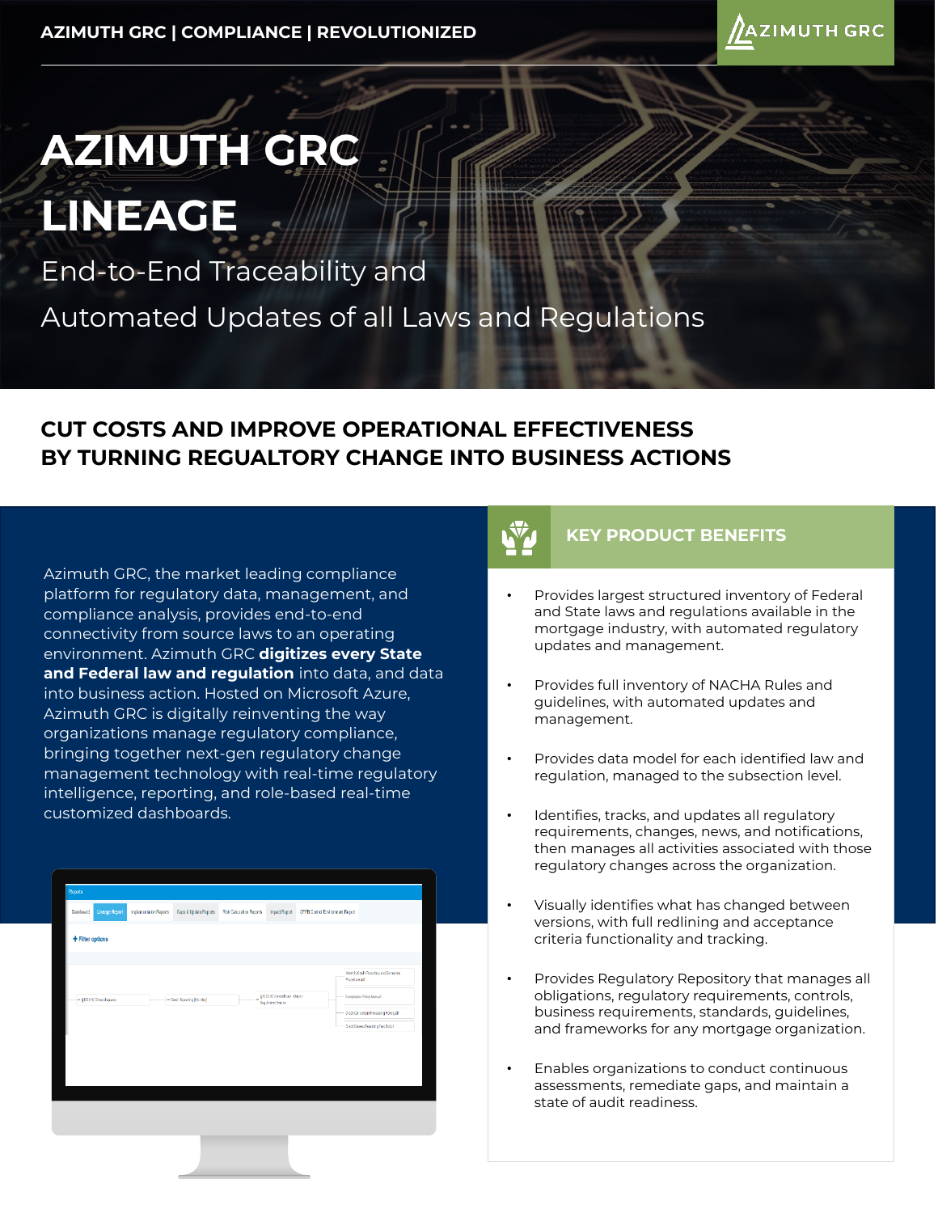AZIMUTH GRC | COMPLIANCE | REVOLUTIONIZED

# AZIMUTH GRC LINEAGE

End-to-End Traceability and Automated Updates of all Laws and Regulations

## CUT COSTS AND IMPROVE OPERATIONAL EFFECTIVENESS BY TURNING REGUALTORY CHANGE INTO BUSINESS ACTIONS

Azimuth GRC, the market leading compliance platform for regulatory data, management, and compliance analysis, provides end-to-end connectivity from source laws to an operating environment. Azimuth GRC **digitizes every State and Federal law and regulation** into data, and data into business action. Hosted on Microsoft Azure, Azimuth GRC is digitally reinventing the way organizations manage regulatory compliance, bringing together next-gen regulatory change management technology with real-time regulatory intelligence, reporting, and role-based real-time customized dashboards.

### KEY PRODUCT BENEFITS

- Provides largest structured inventory of Federal and State laws and regulations available in the mortgage industry, with automated regulatory updates and management.
- Provides full inventory of NACHA Rules and guidelines, with automated updates and management.
- Provides data model for each identified law and regulation, managed to the subsection level.
- Identifies, tracks, and updates all regulatory requirements, changes, news, and notifications, then manages all activities associated with those regulatory changes across the organization.
- Visually identifies what has changed between versions, with full redlining and acceptance criteria functionality and tracking.
- Provides Regulatory Repository that manages all obligations, regulatory requirements, controls, business requirements, standards, guidelines, and frameworks for any mortgage organization.
- Enables organizations to conduct continuous assessments, remediate gaps, and maintain a state of audit readiness.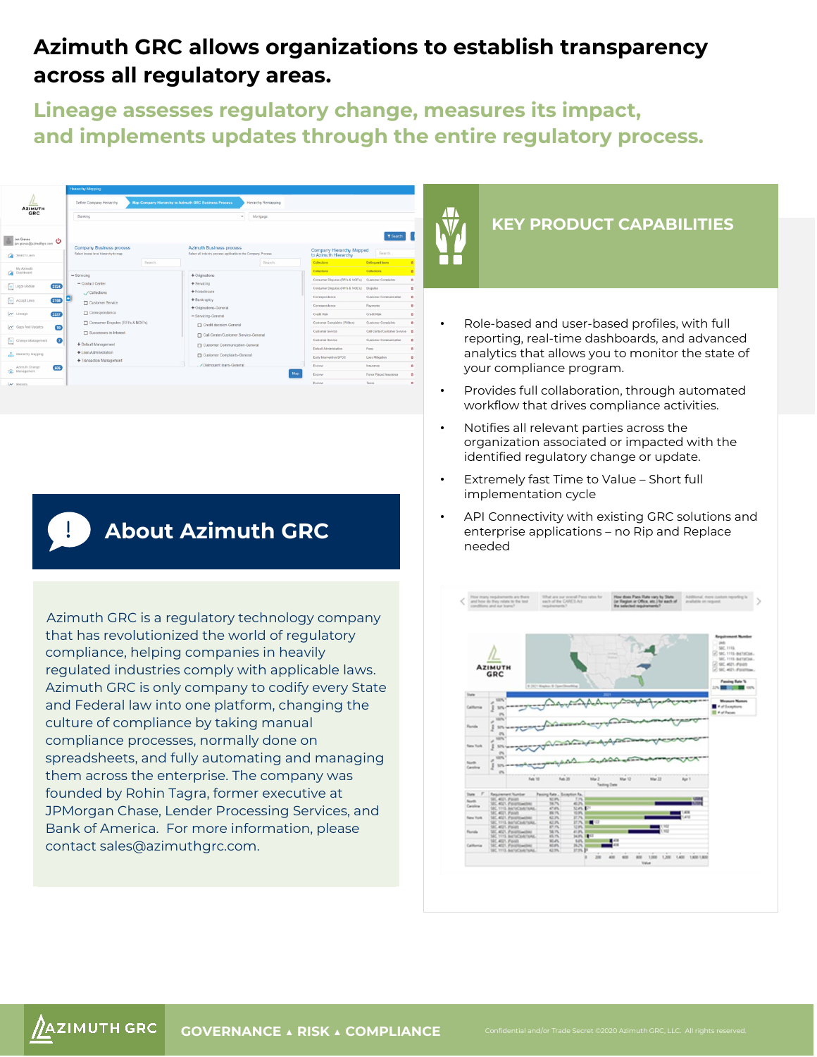# Azimuth GRC allows organizations to establish transparency across all regulatory areas.

## Lineage assesses regulatory change, measures its impact, and implements updates through the entire regulatory process.

## KEY PRODUCT CAPABILITIES

- Role-based and user-based profiles, with full reporting, real-time dashboards, and advanced analytics that allows you to monitor the state of your compliance program.
- Provides full collaboration, through automated workflow that drives compliance activities.
- Notifies all relevant parties across the organization associated or impacted with the identified regulatory change or update.
- Extremely fast Time to Value – Short full implementation cycle
- API Connectivity with existing GRC solutions and enterprise applications – no Rip and Replace needed

## About Azimuth GRC

Azimuth GRC is a regulatory technology company that has revolutionized the world of regulatory compliance, helping companies in heavily regulated industries comply with applicable laws. Azimuth GRC is only company to codify every State and Federal law into one platform, changing the culture of compliance by taking manual compliance processes, normally done on spreadsheets, and fully automating and managing them across the enterprise. The company was founded by Rohin Tagra, former executive at JPMorgan Chase, Lender Processing Services, and Bank of America. For more information, please contact sales@azimuthgrc.com.

AZIMUTH GRC GOVERNANCE ▲ RISK ▲ COMPLIANCE

Confidential and/or Trade Secret ©2020 Azimuth GRC, LLC. All rights reserved.